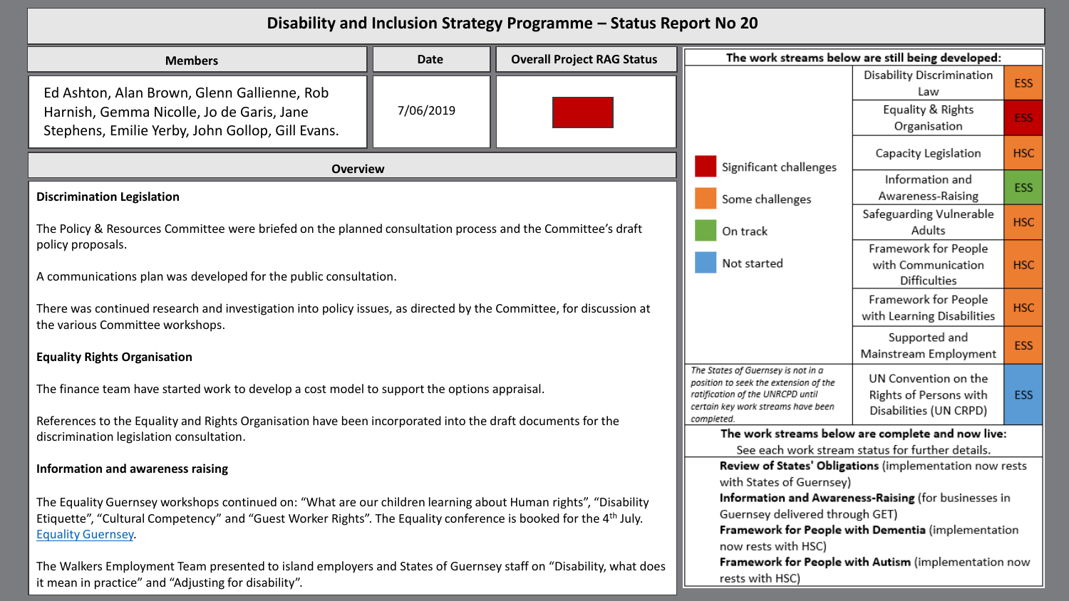# Disability and Inclusion Strategy Programme – Status Report No 20

| Members | Date | Overall Project RAG Status |
|---|---|---|
| Ed Ashton, Alan Brown, Glenn Gallienne, Rob Harnish, Gemma Nicolle, Jo de Garis, Jane Stephens, Emilie Yerby, John Gollop, Gill Evans. | 7/06/2019 | Red |

## Overview

**Discrimination Legislation**

The Policy & Resources Committee were briefed on the planned consultation process and the Committee's draft policy proposals.

A communications plan was developed for the public consultation.

There was continued research and investigation into policy issues, as directed by the Committee, for discussion at the various Committee workshops.

**Equality Rights Organisation**

The finance team have started work to develop a cost model to support the options appraisal.

References to the Equality and Rights Organisation have been incorporated into the draft documents for the discrimination legislation consultation.

**Information and awareness raising**

The Equality Guernsey workshops continued on: "What are our children learning about Human rights", "Disability Etiquette", "Cultural Competency" and "Guest Worker Rights". The Equality conference is booked for the 4th July. Equality Guernsey.

The Walkers Employment Team presented to island employers and States of Guernsey staff on "Disability, what does it mean in practice" and "Adjusting for disability".

**The work streams below are still being developed:**

Key:
- Red: Significant challenges
- Orange: Some challenges
- Green: On track
- Blue: Not started

| Work stream | Committee | Status |
|---|---|---|
| Disability Discrimination Law | ESS | Orange |
| Equality & Rights Organisation | ESS | Red |
| Capacity Legislation | HSC | Orange |
| Information and Awareness-Raising | ESS | Green |
| Safeguarding Vulnerable Adults | HSC | Orange |
| Framework for People with Communication Difficulties | HSC | Orange |
| Framework for People with Learning Disabilities | HSC | Orange |
| Supported and Mainstream Employment | ESS | Orange |
| UN Convention on the Rights of Persons with Disabilities (UN CRPD) | ESS | Blue |

*The States of Guernsey is not in a position to seek the extension of the ratification of the UNRCPD until certain key work streams have been completed.*

**The work streams below are complete and now live:**
See each work stream status for further details.

**Review of States' Obligations** (implementation now rests with States of Guernsey)
**Information and Awareness-Raising** (for businesses in Guernsey delivered through GET)
**Framework for People with Dementia** (implementation now rests with HSC)
**Framework for People with Autism** (implementation now rests with HSC)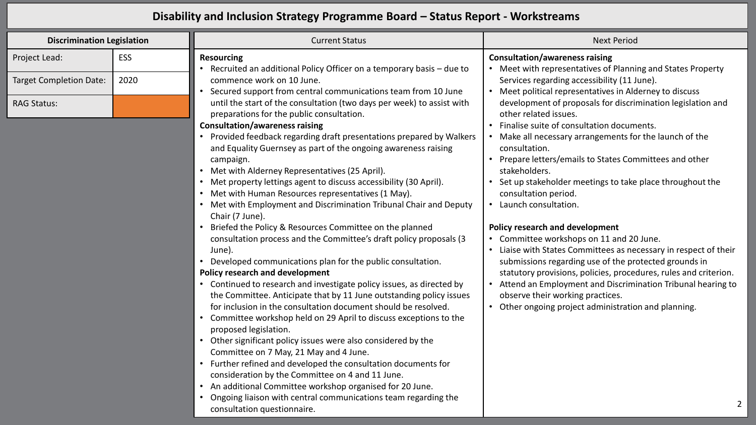# Disability and Inclusion Strategy Programme Board – Status Report - Workstreams

| Discrimination Legislation | |
|---|---|
| Project Lead: | ESS |
| Target Completion Date: | 2020 |
| RAG Status: | |

## Current Status

**Resourcing**

- Recruited an additional Policy Officer on a temporary basis – due to commence work on 10 June.
- Secured support from central communications team from 10 June until the start of the consultation (two days per week) to assist with preparations for the public consultation.

**Consultation/awareness raising**

- Provided feedback regarding draft presentations prepared by Walkers and Equality Guernsey as part of the ongoing awareness raising campaign.
- Met with Alderney Representatives (25 April).
- Met property lettings agent to discuss accessibility (30 April).
- Met with Human Resources representatives (1 May).
- Met with Employment and Discrimination Tribunal Chair and Deputy Chair (7 June).
- Briefed the Policy & Resources Committee on the planned consultation process and the Committee's draft policy proposals (3 June).
- Developed communications plan for the public consultation.

**Policy research and development**

- Continued to research and investigate policy issues, as directed by the Committee. Anticipate that by 11 June outstanding policy issues for inclusion in the consultation document should be resolved.
- Committee workshop held on 29 April to discuss exceptions to the proposed legislation.
- Other significant policy issues were also considered by the Committee on 7 May, 21 May and 4 June.
- Further refined and developed the consultation documents for consideration by the Committee on 4 and 11 June.
- An additional Committee workshop organised for 20 June.
- Ongoing liaison with central communications team regarding the consultation questionnaire.

## Next Period

**Consultation/awareness raising**

- Meet with representatives of Planning and States Property Services regarding accessibility (11 June).
- Meet political representatives in Alderney to discuss development of proposals for discrimination legislation and other related issues.
- Finalise suite of consultation documents.
- Make all necessary arrangements for the launch of the consultation.
- Prepare letters/emails to States Committees and other stakeholders.
- Set up stakeholder meetings to take place throughout the consultation period.
- Launch consultation.

**Policy research and development**

- Committee workshops on 11 and 20 June.
- Liaise with States Committees as necessary in respect of their submissions regarding use of the protected grounds in statutory provisions, policies, procedures, rules and criterion.
- Attend an Employment and Discrimination Tribunal hearing to observe their working practices.
- Other ongoing project administration and planning.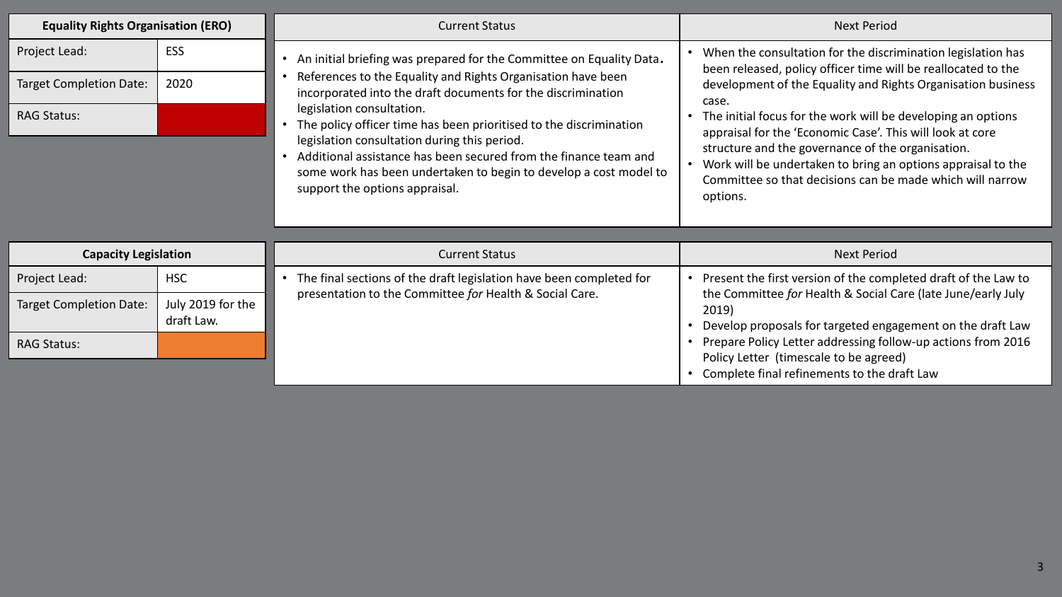| Equality Rights Organisation (ERO) | |
|---|---|
| Project Lead: | ESS |
| Target Completion Date: | 2020 |
| RAG Status: | |

| Current Status | Next Period |
|---|---|
| • An initial briefing was prepared for the Committee on Equality Data.<br>• References to the Equality and Rights Organisation have been incorporated into the draft documents for the discrimination legislation consultation.<br>• The policy officer time has been prioritised to the discrimination legislation consultation during this period.<br>• Additional assistance has been secured from the finance team and some work has been undertaken to begin to develop a cost model to support the options appraisal. | • When the consultation for the discrimination legislation has been released, policy officer time will be reallocated to the development of the Equality and Rights Organisation business case.<br>• The initial focus for the work will be developing an options appraisal for the 'Economic Case'. This will look at core structure and the governance of the organisation.<br>• Work will be undertaken to bring an options appraisal to the Committee so that decisions can be made which will narrow options. |

| Capacity Legislation | |
|---|---|
| Project Lead: | HSC |
| Target Completion Date: | July 2019 for the draft Law. |
| RAG Status: | |

| Current Status | Next Period |
|---|---|
| • The final sections of the draft legislation have been completed for presentation to the Committee *for* Health & Social Care. | • Present the first version of the completed draft of the Law to the Committee *for* Health & Social Care (late June/early July 2019)<br>• Develop proposals for targeted engagement on the draft Law<br>• Prepare Policy Letter addressing follow-up actions from 2016 Policy Letter (timescale to be agreed)<br>• Complete final refinements to the draft Law |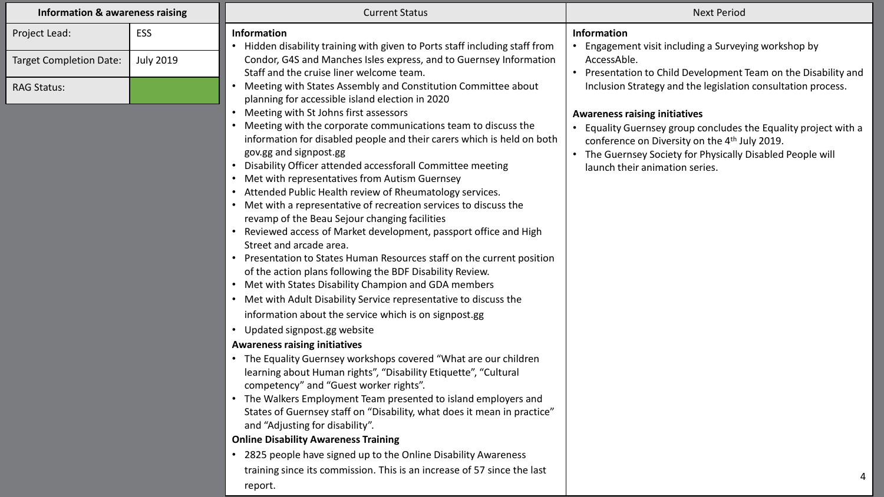| Information & awareness raising | |
|---|---|
| Project Lead: | ESS |
| Target Completion Date: | July 2019 |
| RAG Status: | |

## Current Status

**Information**

- Hidden disability training with given to Ports staff including staff from Condor, G4S and Manches Isles express, and to Guernsey Information Staff and the cruise liner welcome team.
- Meeting with States Assembly and Constitution Committee about planning for accessible island election in 2020
- Meeting with St Johns first assessors
- Meeting with the corporate communications team to discuss the information for disabled people and their carers which is held on both gov.gg and signpost.gg
- Disability Officer attended accessforall Committee meeting
- Met with representatives from Autism Guernsey
- Attended Public Health review of Rheumatology services.
- Met with a representative of recreation services to discuss the revamp of the Beau Sejour changing facilities
- Reviewed access of Market development, passport office and High Street and arcade area.
- Presentation to States Human Resources staff on the current position of the action plans following the BDF Disability Review.
- Met with States Disability Champion and GDA members
- Met with Adult Disability Service representative to discuss the information about the service which is on signpost.gg
- Updated signpost.gg website

**Awareness raising initiatives**

- The Equality Guernsey workshops covered "What are our children learning about Human rights", "Disability Etiquette", "Cultural competency" and "Guest worker rights".
- The Walkers Employment Team presented to island employers and States of Guernsey staff on "Disability, what does it mean in practice" and "Adjusting for disability".

**Online Disability Awareness Training**

- 2825 people have signed up to the Online Disability Awareness training since its commission. This is an increase of 57 since the last report.

## Next Period

**Information**

- Engagement visit including a Surveying workshop by AccessAble.
- Presentation to Child Development Team on the Disability and Inclusion Strategy and the legislation consultation process.

**Awareness raising initiatives**

- Equality Guernsey group concludes the Equality project with a conference on Diversity on the 4th July 2019.
- The Guernsey Society for Physically Disabled People will launch their animation series.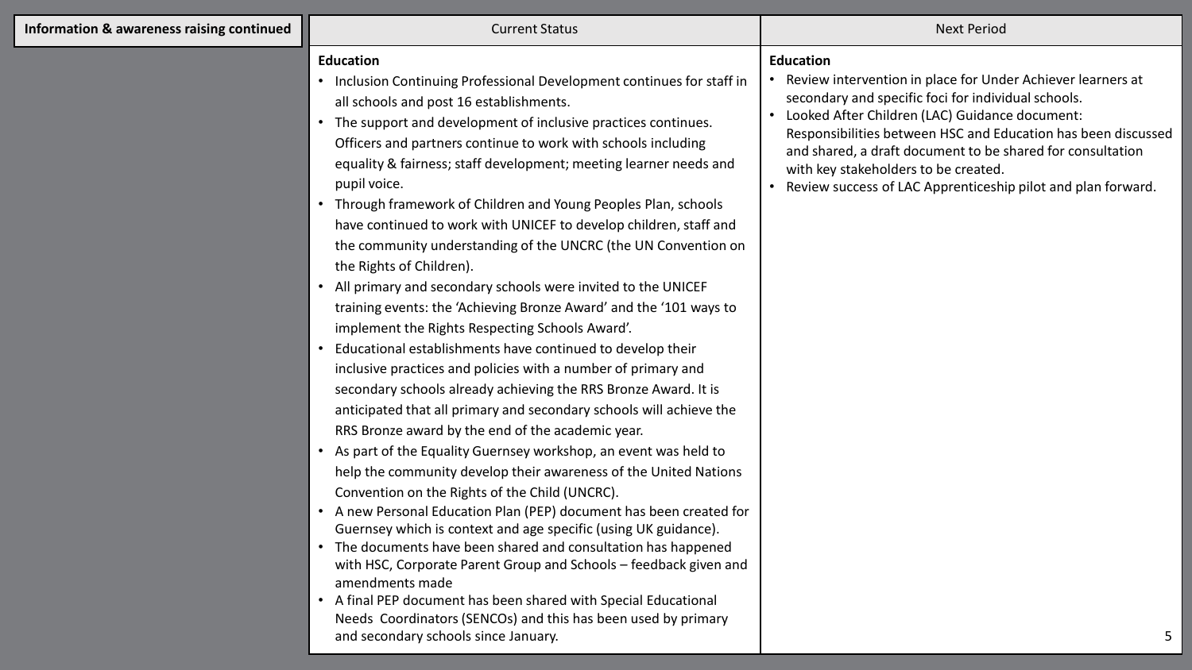| Information & awareness raising continued | Current Status | Next Period |
|---|---|---|
| | **Education**<br>• Inclusion Continuing Professional Development continues for staff in all schools and post 16 establishments.<br>• The support and development of inclusive practices continues. Officers and partners continue to work with schools including equality & fairness; staff development; meeting learner needs and pupil voice.<br>• Through framework of Children and Young Peoples Plan, schools have continued to work with UNICEF to develop children, staff and the community understanding of the UNCRC (the UN Convention on the Rights of Children).<br>• All primary and secondary schools were invited to the UNICEF training events: the 'Achieving Bronze Award' and the '101 ways to implement the Rights Respecting Schools Award'.<br>• Educational establishments have continued to develop their inclusive practices and policies with a number of primary and secondary schools already achieving the RRS Bronze Award. It is anticipated that all primary and secondary schools will achieve the RRS Bronze award by the end of the academic year.<br>• As part of the Equality Guernsey workshop, an event was held to help the community develop their awareness of the United Nations Convention on the Rights of the Child (UNCRC).<br>• A new Personal Education Plan (PEP) document has been created for Guernsey which is context and age specific (using UK guidance).<br>• The documents have been shared and consultation has happened with HSC, Corporate Parent Group and Schools – feedback given and amendments made<br>• A final PEP document has been shared with Special Educational Needs Coordinators (SENCOs) and this has been used by primary and secondary schools since January. | **Education**<br>• Review intervention in place for Under Achiever learners at secondary and specific foci for individual schools.<br>• Looked After Children (LAC) Guidance document: Responsibilities between HSC and Education has been discussed and shared, a draft document to be shared for consultation with key stakeholders to be created.<br>• Review success of LAC Apprenticeship pilot and plan forward. |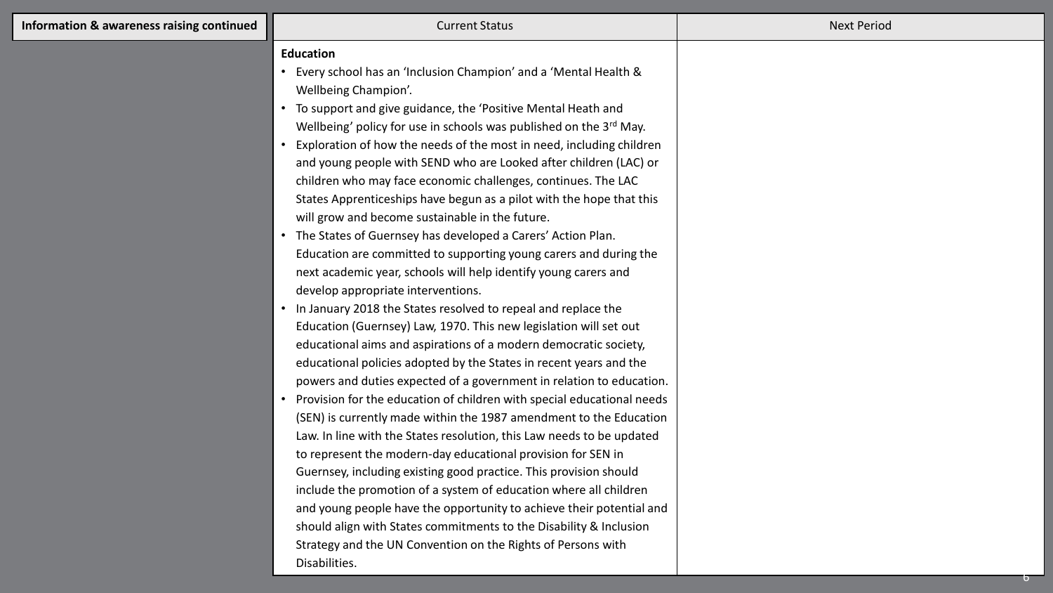| Information & awareness raising continued | Current Status | Next Period |
|---|---|---|
| | **Education**<br>• Every school has an 'Inclusion Champion' and a 'Mental Health & Wellbeing Champion'.<br>• To support and give guidance, the 'Positive Mental Heath and Wellbeing' policy for use in schools was published on the 3rd May.<br>• Exploration of how the needs of the most in need, including children and young people with SEND who are Looked after children (LAC) or children who may face economic challenges, continues. The LAC States Apprenticeships have begun as a pilot with the hope that this will grow and become sustainable in the future.<br>• The States of Guernsey has developed a Carers' Action Plan. Education are committed to supporting young carers and during the next academic year, schools will help identify young carers and develop appropriate interventions.<br>• In January 2018 the States resolved to repeal and replace the Education (Guernsey) Law, 1970. This new legislation will set out educational aims and aspirations of a modern democratic society, educational policies adopted by the States in recent years and the powers and duties expected of a government in relation to education.<br>• Provision for the education of children with special educational needs (SEN) is currently made within the 1987 amendment to the Education Law. In line with the States resolution, this Law needs to be updated to represent the modern-day educational provision for SEN in Guernsey, including existing good practice. This provision should include the promotion of a system of education where all children and young people have the opportunity to achieve their potential and should align with States commitments to the Disability & Inclusion Strategy and the UN Convention on the Rights of Persons with Disabilities. | |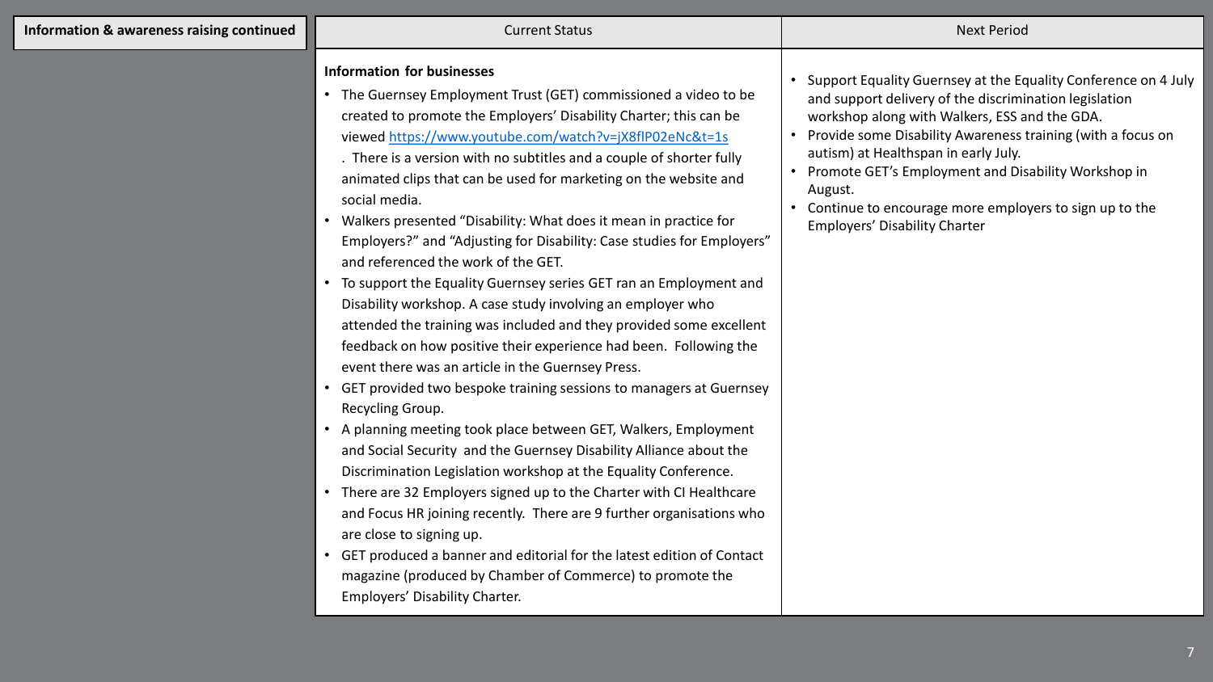| Information & awareness raising continued | Current Status | Next Period |
|---|---|---|
| | **Information for businesses**<br>• The Guernsey Employment Trust (GET) commissioned a video to be created to promote the Employers' Disability Charter; this can be viewed https://www.youtube.com/watch?v=jX8flP02eNc&t=1s . There is a version with no subtitles and a couple of shorter fully animated clips that can be used for marketing on the website and social media.<br>• Walkers presented "Disability: What does it mean in practice for Employers?" and "Adjusting for Disability: Case studies for Employers" and referenced the work of the GET.<br>• To support the Equality Guernsey series GET ran an Employment and Disability workshop. A case study involving an employer who attended the training was included and they provided some excellent feedback on how positive their experience had been. Following the event there was an article in the Guernsey Press.<br>• GET provided two bespoke training sessions to managers at Guernsey Recycling Group.<br>• A planning meeting took place between GET, Walkers, Employment and Social Security and the Guernsey Disability Alliance about the Discrimination Legislation workshop at the Equality Conference.<br>• There are 32 Employers signed up to the Charter with CI Healthcare and Focus HR joining recently. There are 9 further organisations who are close to signing up.<br>• GET produced a banner and editorial for the latest edition of Contact magazine (produced by Chamber of Commerce) to promote the Employers' Disability Charter. | • Support Equality Guernsey at the Equality Conference on 4 July and support delivery of the discrimination legislation workshop along with Walkers, ESS and the GDA.<br>• Provide some Disability Awareness training (with a focus on autism) at Healthspan in early July.<br>• Promote GET's Employment and Disability Workshop in August.<br>• Continue to encourage more employers to sign up to the Employers' Disability Charter |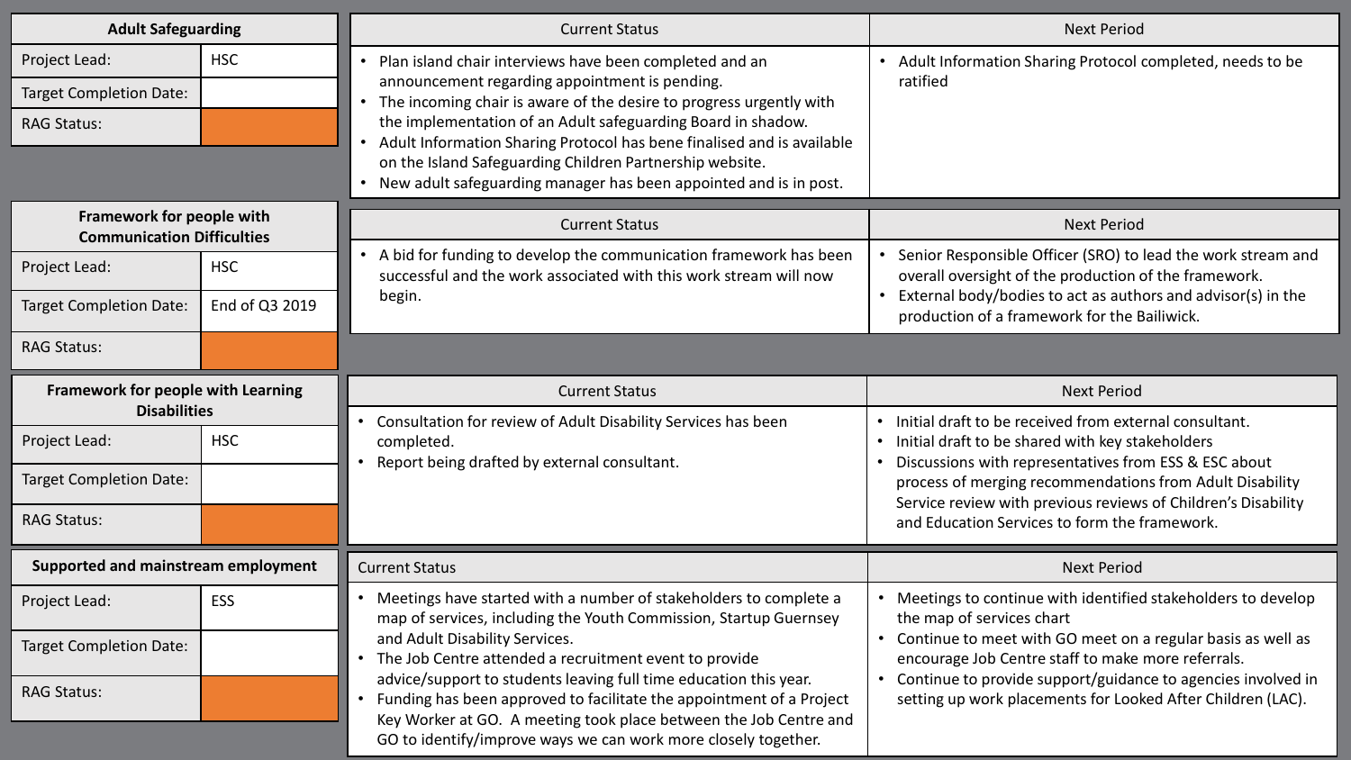## Adult Safeguarding

| | |
|---|---|
| Project Lead: | HSC |
| Target Completion Date: | |
| RAG Status: | |

| Current Status | Next Period |
|---|---|
| • Plan island chair interviews have been completed and an announcement regarding appointment is pending.<br>• The incoming chair is aware of the desire to progress urgently with the implementation of an Adult safeguarding Board in shadow.<br>• Adult Information Sharing Protocol has bene finalised and is available on the Island Safeguarding Children Partnership website.<br>• New adult safeguarding manager has been appointed and is in post. | • Adult Information Sharing Protocol completed, needs to be ratified |

## Framework for people with Communication Difficulties

| | |
|---|---|
| Project Lead: | HSC |
| Target Completion Date: | End of Q3 2019 |
| RAG Status: | |

| Current Status | Next Period |
|---|---|
| • A bid for funding to develop the communication framework has been successful and the work associated with this work stream will now begin. | • Senior Responsible Officer (SRO) to lead the work stream and overall oversight of the production of the framework.<br>• External body/bodies to act as authors and advisor(s) in the production of a framework for the Bailiwick. |

## Framework for people with Learning Disabilities

| | |
|---|---|
| Project Lead: | HSC |
| Target Completion Date: | |
| RAG Status: | |

| Current Status | Next Period |
|---|---|
| • Consultation for review of Adult Disability Services has been completed.<br>• Report being drafted by external consultant. | • Initial draft to be received from external consultant.<br>• Initial draft to be shared with key stakeholders<br>• Discussions with representatives from ESS & ESC about process of merging recommendations from Adult Disability Service review with previous reviews of Children's Disability and Education Services to form the framework. |

## Supported and mainstream employment

| | |
|---|---|
| Project Lead: | ESS |
| Target Completion Date: | |
| RAG Status: | |

| Current Status | Next Period |
|---|---|
| • Meetings have started with a number of stakeholders to complete a map of services, including the Youth Commission, Startup Guernsey and Adult Disability Services.<br>• The Job Centre attended a recruitment event to provide advice/support to students leaving full time education this year.<br>• Funding has been approved to facilitate the appointment of a Project Key Worker at GO. A meeting took place between the Job Centre and GO to identify/improve ways we can work more closely together. | • Meetings to continue with identified stakeholders to develop the map of services chart<br>• Continue to meet with GO meet on a regular basis as well as encourage Job Centre staff to make more referrals.<br>• Continue to provide support/guidance to agencies involved in setting up work placements for Looked After Children (LAC). |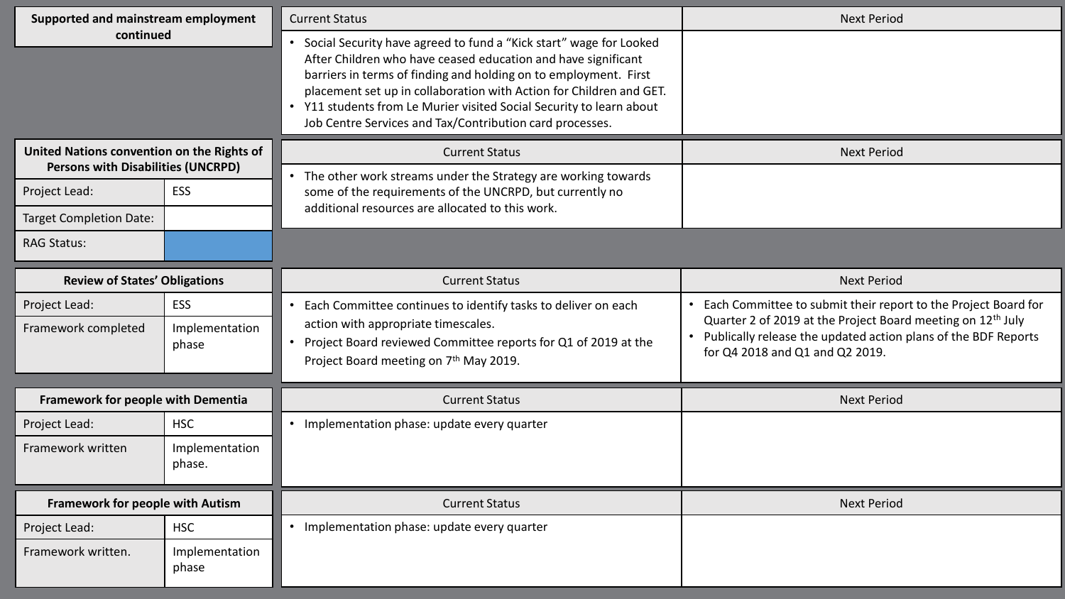| Supported and mainstream employment continued | | Current Status | Next Period |
|---|---|---|---|
| | | • Social Security have agreed to fund a "Kick start" wage for Looked After Children who have ceased education and have significant barriers in terms of finding and holding on to employment. First placement set up in collaboration with Action for Children and GET.<br>• Y11 students from Le Murier visited Social Security to learn about Job Centre Services and Tax/Contribution card processes. | |

| United Nations convention on the Rights of Persons with Disabilities (UNCRPD) | | Current Status | Next Period |
|---|---|---|---|
| Project Lead: | ESS | • The other work streams under the Strategy are working towards some of the requirements of the UNCRPD, but currently no additional resources are allocated to this work. | |
| Target Completion Date: | | | |
| RAG Status: | | | |

| Review of States' Obligations | | Current Status | Next Period |
|---|---|---|---|
| Project Lead: | ESS | • Each Committee continues to identify tasks to deliver on each action with appropriate timescales.<br>• Project Board reviewed Committee reports for Q1 of 2019 at the Project Board meeting on 7th May 2019. | • Each Committee to submit their report to the Project Board for Quarter 2 of 2019 at the Project Board meeting on 12th July<br>• Publically release the updated action plans of the BDF Reports for Q4 2018 and Q1 and Q2 2019. |
| Framework completed | Implementation phase | | |

| Framework for people with Dementia | | Current Status | Next Period |
|---|---|---|---|
| Project Lead: | HSC | • Implementation phase: update every quarter | |
| Framework written | Implementation phase. | | |

| Framework for people with Autism | | Current Status | Next Period |
|---|---|---|---|
| Project Lead: | HSC | • Implementation phase: update every quarter | |
| Framework written. | Implementation phase | | |